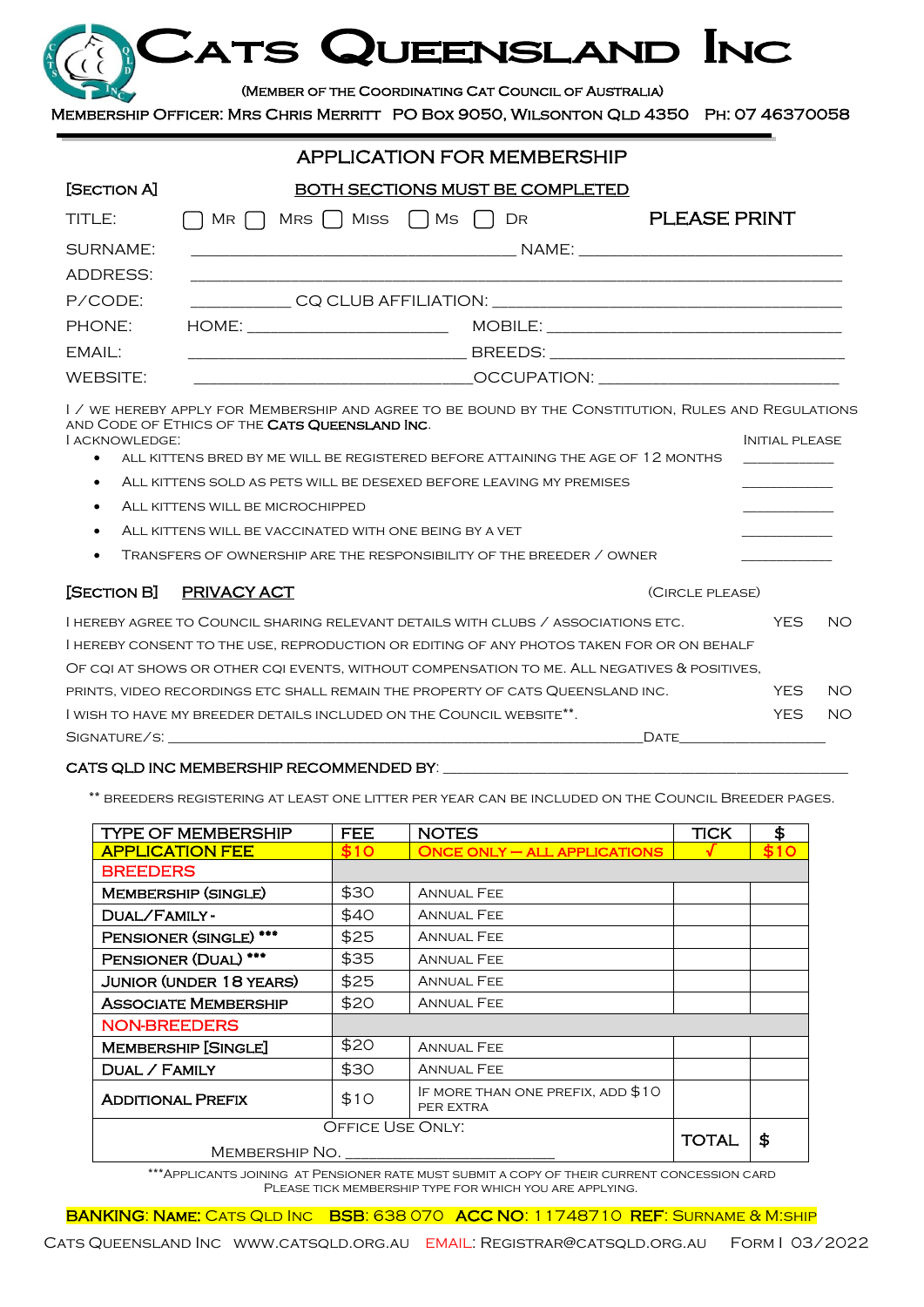# Cats Queensland Inc

(Member of the Coordinating Cat Council of Australia)

Membership Officer: Mrs Chris Merritt PO Box 9050, Wilsonton QLD 4350 Ph: 07 46370058

## APPLICATION FOR MEMBERSHIP

[Section A] **BOTH SECTIONS MUST BE COMPLETED**

TITLE: ☐ Mr ☐ Mrs ☐ Miss ☐ Ms ☐ Dr **PLEASE PRINT**

SURNAME: ______________________________ NAME: ______________________________

ADDRESS: ______________________________________________________________

P/CODE: __________ CQ CLUB AFFILIATION: ______________________________

PHONE: HOME: ____________________ MOBILE: ______________________________

EMAIL: ______________________________ BREEDS: ______________________________

WEBSITE: ______________________________ OCCUPATION: ______________________________

I / We hereby apply for Membership and agree to be bound by the Constitution, Rules and Regulations and Code of Ethics of the **Cats Queensland Inc**.

I acknowledge: Initial please

- All kittens bred by me will be registered before attaining the age of 12 months __________
- All kittens sold as pets will be desexed before leaving my premises __________
- All kittens will be microchipped __________
- All kittens will be vaccinated with one being by a vet __________
- Transfers of ownership are the responsibility of the breeder / owner __________

[Section B] **PRIVACY ACT** (Circle please)

I hereby agree to Council sharing relevant details with clubs / associations etc. YES NO

I hereby consent to the use, reproduction or editing of any photos taken for or on behalf of CQI at shows or other CQI events, without compensation to me. All negatives & positives, prints, video recordings etc shall remain the property of Cats Queensland Inc. YES NO

I wish to have my breeder details included on the Council website**. YES NO

Signature/s: ______________________________ Date__________________

CATS QLD INC MEMBERSHIP RECOMMENDED BY: ______________________________

** Breeders registering at least one litter per year can be included on the Council Breeder pages.

| TYPE OF MEMBERSHIP | FEE | NOTES | TICK | $ |
|---|---|---|---|---|
| APPLICATION FEE | $10 | ONCE ONLY – ALL APPLICATIONS | √ | $10 |
| BREEDERS | | | | |
| Membership (Single) | $30 | Annual Fee | | |
| Dual/Family - | $40 | Annual Fee | | |
| Pensioner (Single) *** | $25 | Annual Fee | | |
| Pensioner (Dual) *** | $35 | Annual Fee | | |
| Junior (under 18 years) | $25 | Annual Fee | | |
| Associate Membership | $20 | Annual Fee | | |
| NON-BREEDERS | | | | |
| Membership [Single] | $20 | Annual Fee | | |
| Dual / Family | $30 | Annual Fee | | |
| Additional Prefix | $10 | If more than one prefix, add $10 per extra | | |
| Office Use Only: Membership No. __________ | | | TOTAL | $ |

***Applicants joining at Pensioner rate must submit a copy of their current concession card
Please tick membership type for which you are applying.

**BANKING**: **Name:** Cats Qld Inc **BSB**: 638 070 **ACC NO**: 11748710 **REF**: Surname & M:ship

Cats Queensland Inc www.catsqld.org.au Email: registrar@catsqld.org.au Form I 03/2022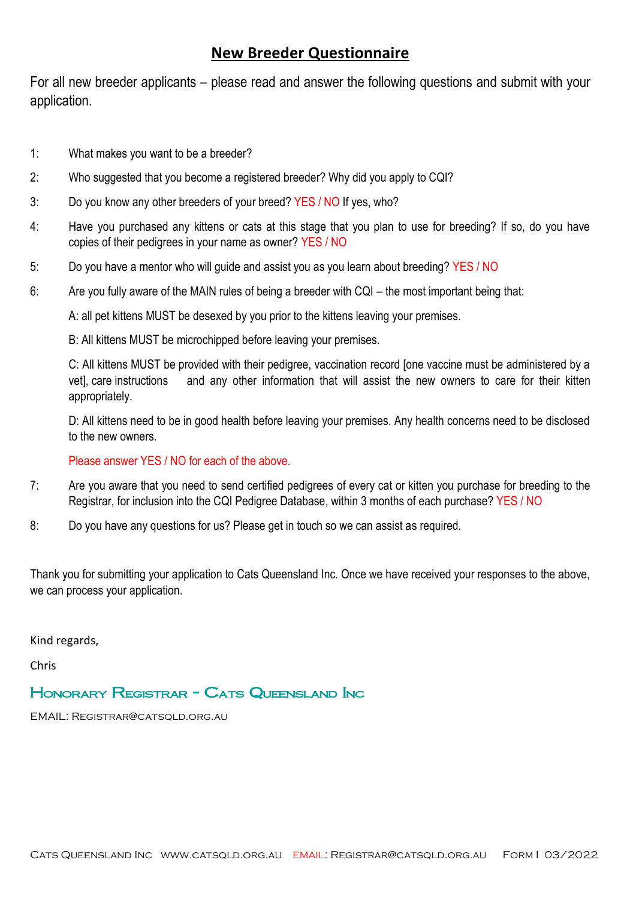# New Breeder Questionnaire

For all new breeder applicants – please read and answer the following questions and submit with your application.

1: What makes you want to be a breeder?

2: Who suggested that you become a registered breeder? Why did you apply to CQI?

3: Do you know any other breeders of your breed? YES / NO If yes, who?

4: Have you purchased any kittens or cats at this stage that you plan to use for breeding? If so, do you have copies of their pedigrees in your name as owner? YES / NO

5: Do you have a mentor who will guide and assist you as you learn about breeding? YES / NO

6: Are you fully aware of the MAIN rules of being a breeder with CQI – the most important being that:

A: all pet kittens MUST be desexed by you prior to the kittens leaving your premises.

B: All kittens MUST be microchipped before leaving your premises.

C: All kittens MUST be provided with their pedigree, vaccination record [one vaccine must be administered by a vet], care instructions and any other information that will assist the new owners to care for their kitten appropriately.

D: All kittens need to be in good health before leaving your premises. Any health concerns need to be disclosed to the new owners.

Please answer YES / NO for each of the above.

7: Are you aware that you need to send certified pedigrees of every cat or kitten you purchase for breeding to the Registrar, for inclusion into the CQI Pedigree Database, within 3 months of each purchase? YES / NO

8: Do you have any questions for us? Please get in touch so we can assist as required.

Thank you for submitting your application to Cats Queensland Inc. Once we have received your responses to the above, we can process your application.

Kind regards,

Chris

**Honorary Registrar - Cats Queensland Inc**

EMAIL: Registrar@catsqld.org.au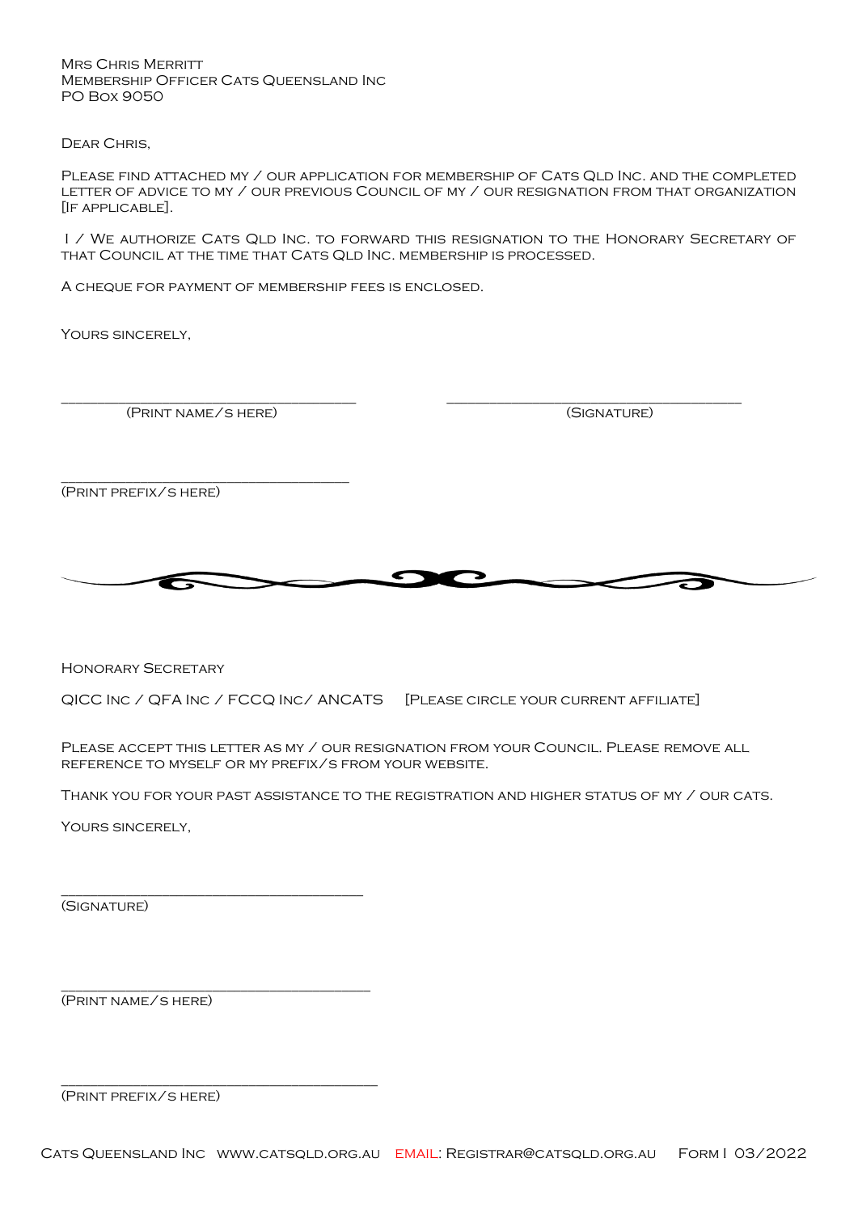Mrs Chris Merritt
Membership Officer Cats Queensland Inc
PO Box 9050

Dear Chris,

Please find attached my / our application for membership of Cats Qld Inc. and the completed letter of advice to my / our previous Council of my / our resignation from that organization [if applicable].

I / We authorize Cats Qld Inc. to forward this resignation to the Honorary Secretary of that Council at the time that Cats Qld Inc. membership is processed.

A cheque for payment of membership fees is enclosed.

Yours sincerely,

_________________________________ _________________________________
(Print name/s here) (Signature)

_________________________________
(Print prefix/s here)

---

Honorary Secretary

QICC Inc / QFA Inc / FCCQ Inc/ ANCATS [Please circle your current affiliate]

Please accept this letter as my / our resignation from your Council. Please remove all reference to myself or my prefix/s from your website.

Thank you for your past assistance to the registration and higher status of my / our cats.

Yours sincerely,

_________________________________
(Signature)

_________________________________
(Print name/s here)

_________________________________
(Print prefix/s here)

Cats Queensland Inc www.catsqld.org.au Email: Registrar@catsqld.org.au Form I 03/2022